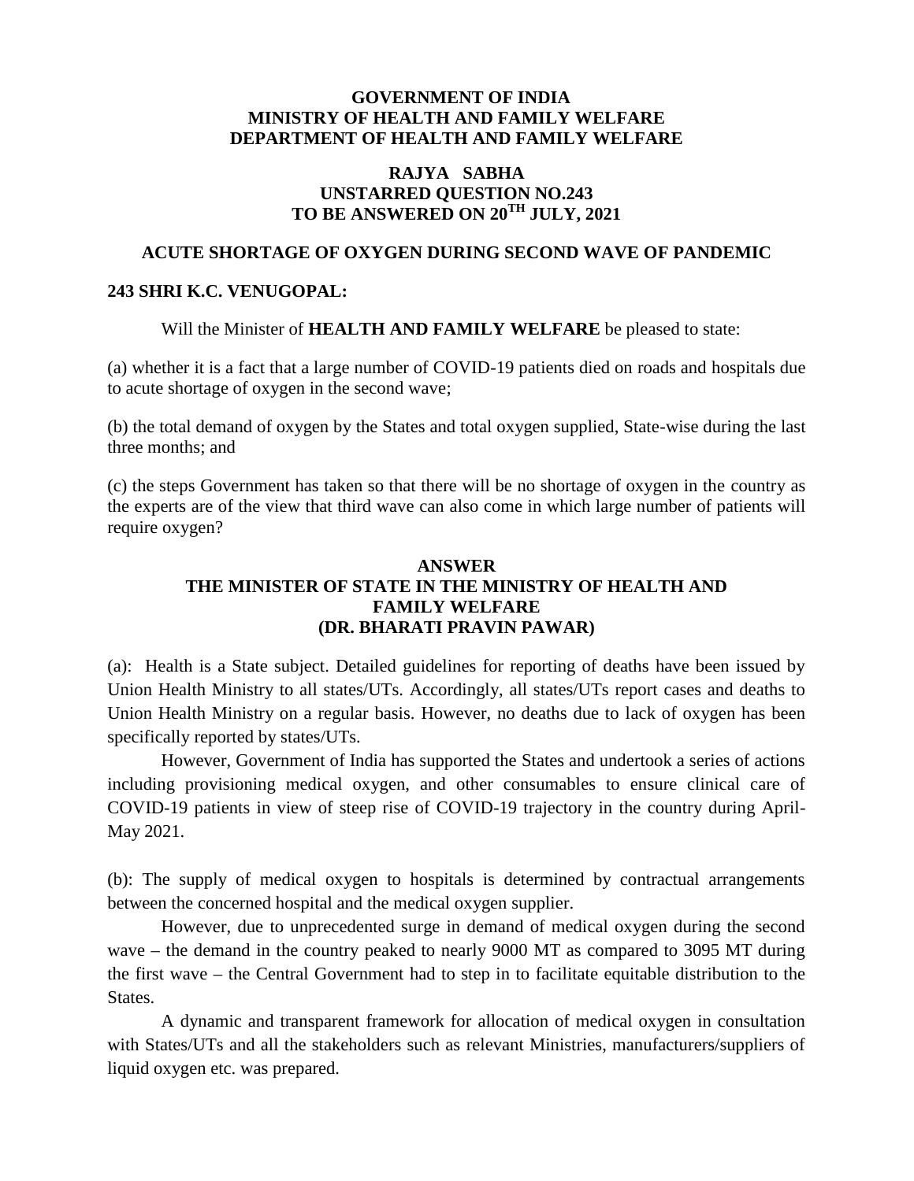**GOVERNMENT OF INDIA**
**MINISTRY OF HEALTH AND FAMILY WELFARE**
**DEPARTMENT OF HEALTH AND FAMILY WELFARE**

**RAJYA SABHA**
**UNSTARRED QUESTION NO.243**
**TO BE ANSWERED ON 20TH JULY, 2021**

**ACUTE SHORTAGE OF OXYGEN DURING SECOND WAVE OF PANDEMIC**

**243 SHRI K.C. VENUGOPAL:**

Will the Minister of **HEALTH AND FAMILY WELFARE** be pleased to state:

(a) whether it is a fact that a large number of COVID-19 patients died on roads and hospitals due to acute shortage of oxygen in the second wave;

(b) the total demand of oxygen by the States and total oxygen supplied, State-wise during the last three months; and

(c) the steps Government has taken so that there will be no shortage of oxygen in the country as the experts are of the view that third wave can also come in which large number of patients will require oxygen?

**ANSWER**
**THE MINISTER OF STATE IN THE MINISTRY OF HEALTH AND FAMILY WELFARE**
**(DR. BHARATI PRAVIN PAWAR)**

(a): Health is a State subject. Detailed guidelines for reporting of deaths have been issued by Union Health Ministry to all states/UTs. Accordingly, all states/UTs report cases and deaths to Union Health Ministry on a regular basis. However, no deaths due to lack of oxygen has been specifically reported by states/UTs.

However, Government of India has supported the States and undertook a series of actions including provisioning medical oxygen, and other consumables to ensure clinical care of COVID-19 patients in view of steep rise of COVID-19 trajectory in the country during April-May 2021.

(b): The supply of medical oxygen to hospitals is determined by contractual arrangements between the concerned hospital and the medical oxygen supplier.

However, due to unprecedented surge in demand of medical oxygen during the second wave – the demand in the country peaked to nearly 9000 MT as compared to 3095 MT during the first wave – the Central Government had to step in to facilitate equitable distribution to the States.

A dynamic and transparent framework for allocation of medical oxygen in consultation with States/UTs and all the stakeholders such as relevant Ministries, manufacturers/suppliers of liquid oxygen etc. was prepared.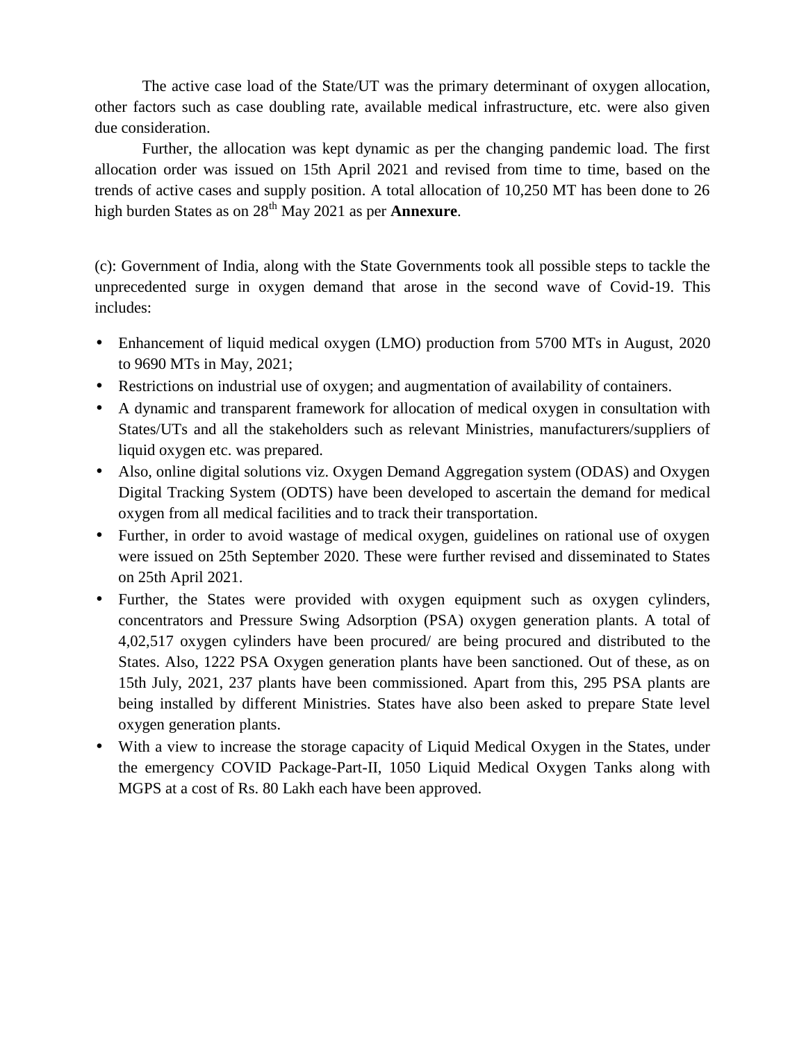The active case load of the State/UT was the primary determinant of oxygen allocation, other factors such as case doubling rate, available medical infrastructure, etc. were also given due consideration.

Further, the allocation was kept dynamic as per the changing pandemic load. The first allocation order was issued on 15th April 2021 and revised from time to time, based on the trends of active cases and supply position. A total allocation of 10,250 MT has been done to 26 high burden States as on 28th May 2021 as per **Annexure**.

(c): Government of India, along with the State Governments took all possible steps to tackle the unprecedented surge in oxygen demand that arose in the second wave of Covid-19. This includes:

- Enhancement of liquid medical oxygen (LMO) production from 5700 MTs in August, 2020 to 9690 MTs in May, 2021;
- Restrictions on industrial use of oxygen; and augmentation of availability of containers.
- A dynamic and transparent framework for allocation of medical oxygen in consultation with States/UTs and all the stakeholders such as relevant Ministries, manufacturers/suppliers of liquid oxygen etc. was prepared.
- Also, online digital solutions viz. Oxygen Demand Aggregation system (ODAS) and Oxygen Digital Tracking System (ODTS) have been developed to ascertain the demand for medical oxygen from all medical facilities and to track their transportation.
- Further, in order to avoid wastage of medical oxygen, guidelines on rational use of oxygen were issued on 25th September 2020. These were further revised and disseminated to States on 25th April 2021.
- Further, the States were provided with oxygen equipment such as oxygen cylinders, concentrators and Pressure Swing Adsorption (PSA) oxygen generation plants. A total of 4,02,517 oxygen cylinders have been procured/ are being procured and distributed to the States. Also, 1222 PSA Oxygen generation plants have been sanctioned. Out of these, as on 15th July, 2021, 237 plants have been commissioned. Apart from this, 295 PSA plants are being installed by different Ministries. States have also been asked to prepare State level oxygen generation plants.
- With a view to increase the storage capacity of Liquid Medical Oxygen in the States, under the emergency COVID Package-Part-II, 1050 Liquid Medical Oxygen Tanks along with MGPS at a cost of Rs. 80 Lakh each have been approved.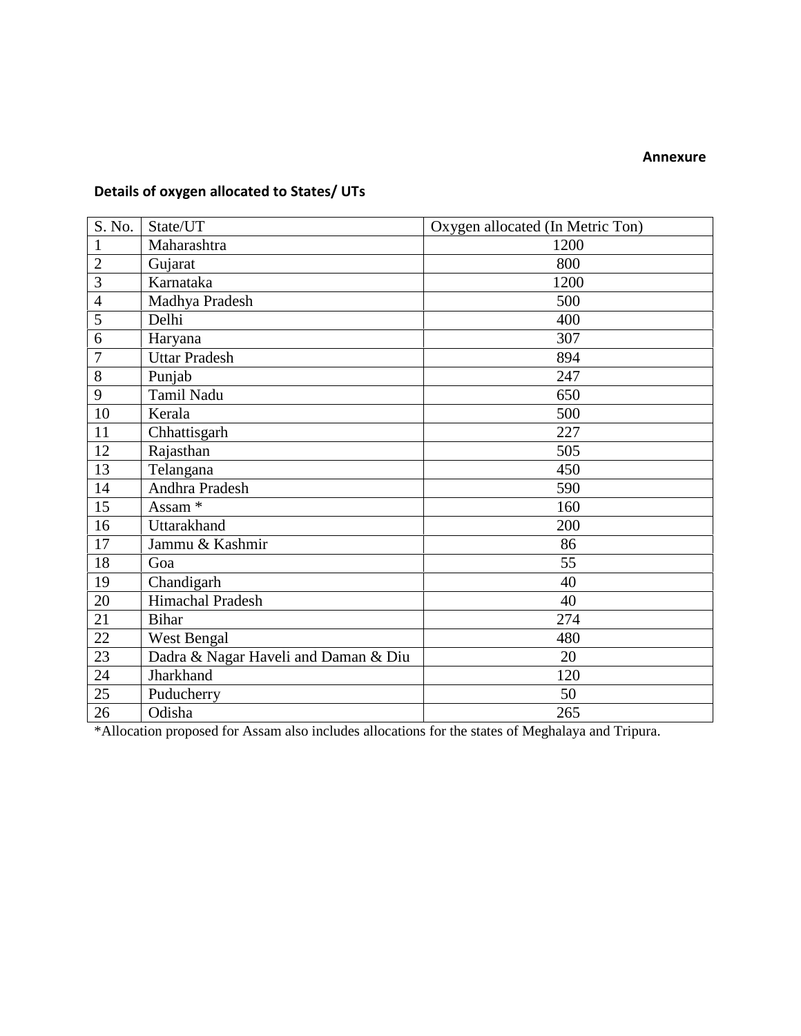**Annexure**

**Details of oxygen allocated to States/ UTs**

| S. No. | State/UT | Oxygen allocated (In Metric Ton) |
|---|---|---|
| 1 | Maharashtra | 1200 |
| 2 | Gujarat | 800 |
| 3 | Karnataka | 1200 |
| 4 | Madhya Pradesh | 500 |
| 5 | Delhi | 400 |
| 6 | Haryana | 307 |
| 7 | Uttar Pradesh | 894 |
| 8 | Punjab | 247 |
| 9 | Tamil Nadu | 650 |
| 10 | Kerala | 500 |
| 11 | Chhattisgarh | 227 |
| 12 | Rajasthan | 505 |
| 13 | Telangana | 450 |
| 14 | Andhra Pradesh | 590 |
| 15 | Assam * | 160 |
| 16 | Uttarakhand | 200 |
| 17 | Jammu & Kashmir | 86 |
| 18 | Goa | 55 |
| 19 | Chandigarh | 40 |
| 20 | Himachal Pradesh | 40 |
| 21 | Bihar | 274 |
| 22 | West Bengal | 480 |
| 23 | Dadra & Nagar Haveli and Daman & Diu | 20 |
| 24 | Jharkhand | 120 |
| 25 | Puducherry | 50 |
| 26 | Odisha | 265 |

*Allocation proposed for Assam also includes allocations for the states of Meghalaya and Tripura.